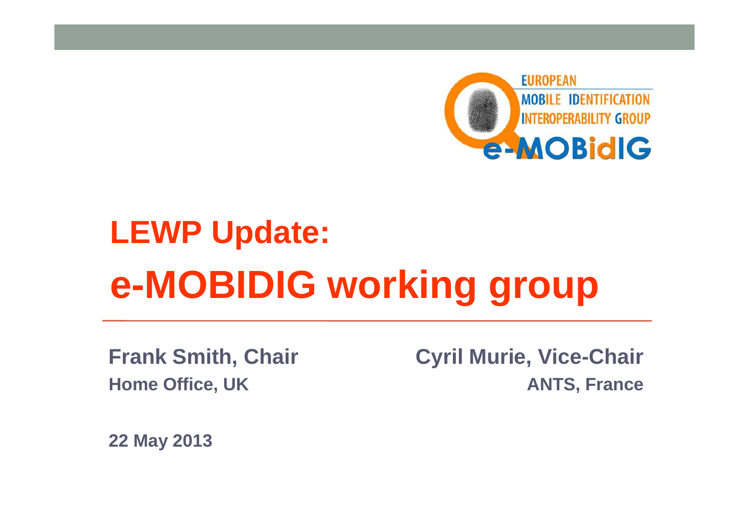EUROPEAN MOBILE IDENTIFICATION INTEROPERABILITY GROUP

e-MOBidIG

# LEWP Update:

# e-MOBIDIG working group

**Frank Smith, Chair**
**Home Office, UK**

**Cyril Murie, Vice-Chair**
**ANTS, France**

**22 May 2013**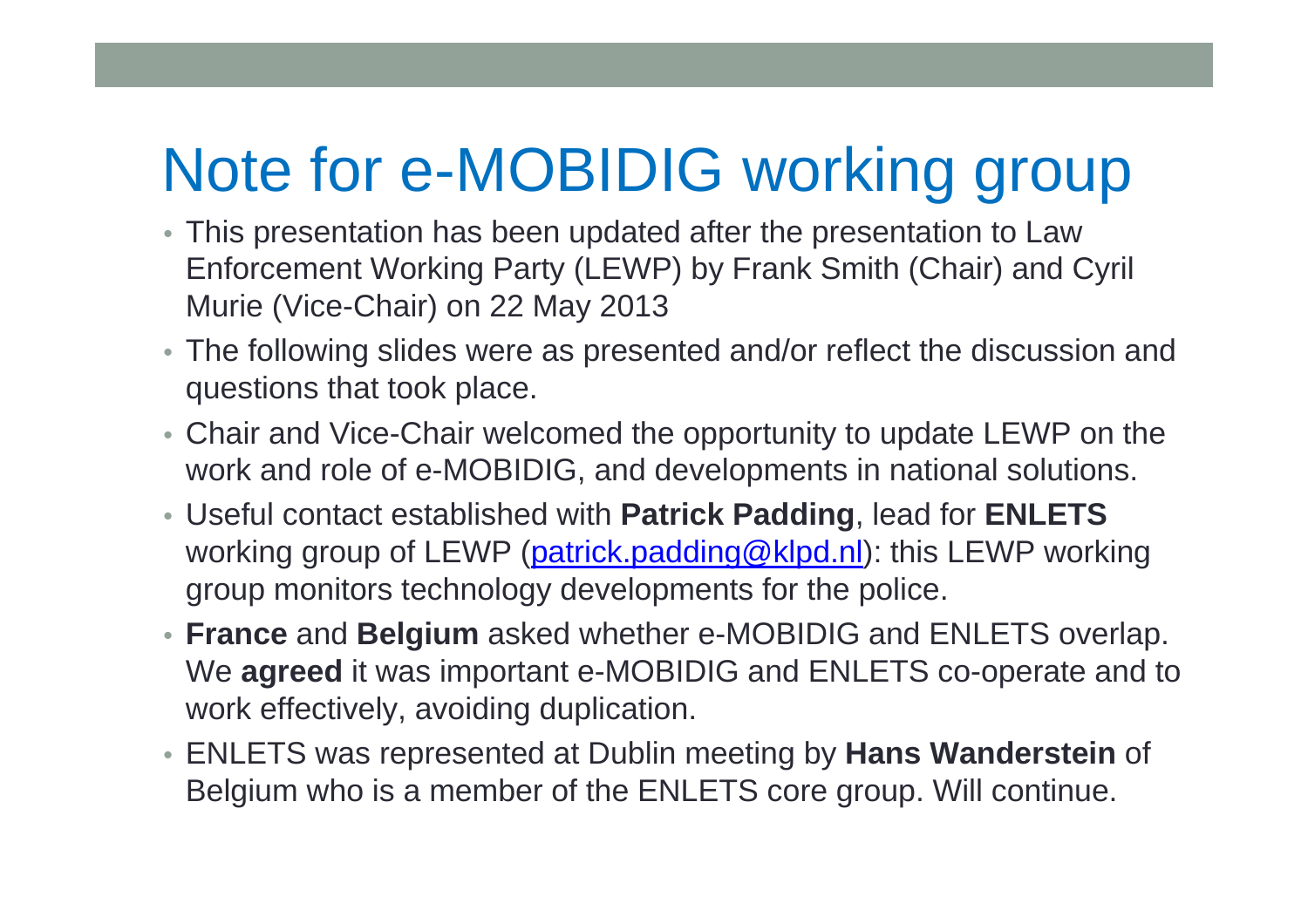# Note for e-MOBIDIG working group

- This presentation has been updated after the presentation to Law Enforcement Working Party (LEWP) by Frank Smith (Chair) and Cyril Murie (Vice-Chair) on 22 May 2013
- The following slides were as presented and/or reflect the discussion and questions that took place.
- Chair and Vice-Chair welcomed the opportunity to update LEWP on the work and role of e-MOBIDIG, and developments in national solutions.
- Useful contact established with **Patrick Padding**, lead for **ENLETS** working group of LEWP (patrick.padding@klpd.nl): this LEWP working group monitors technology developments for the police.
- **France** and **Belgium** asked whether e-MOBIDIG and ENLETS overlap. We **agreed** it was important e-MOBIDIG and ENLETS co-operate and to work effectively, avoiding duplication.
- ENLETS was represented at Dublin meeting by **Hans Wanderstein** of Belgium who is a member of the ENLETS core group. Will continue.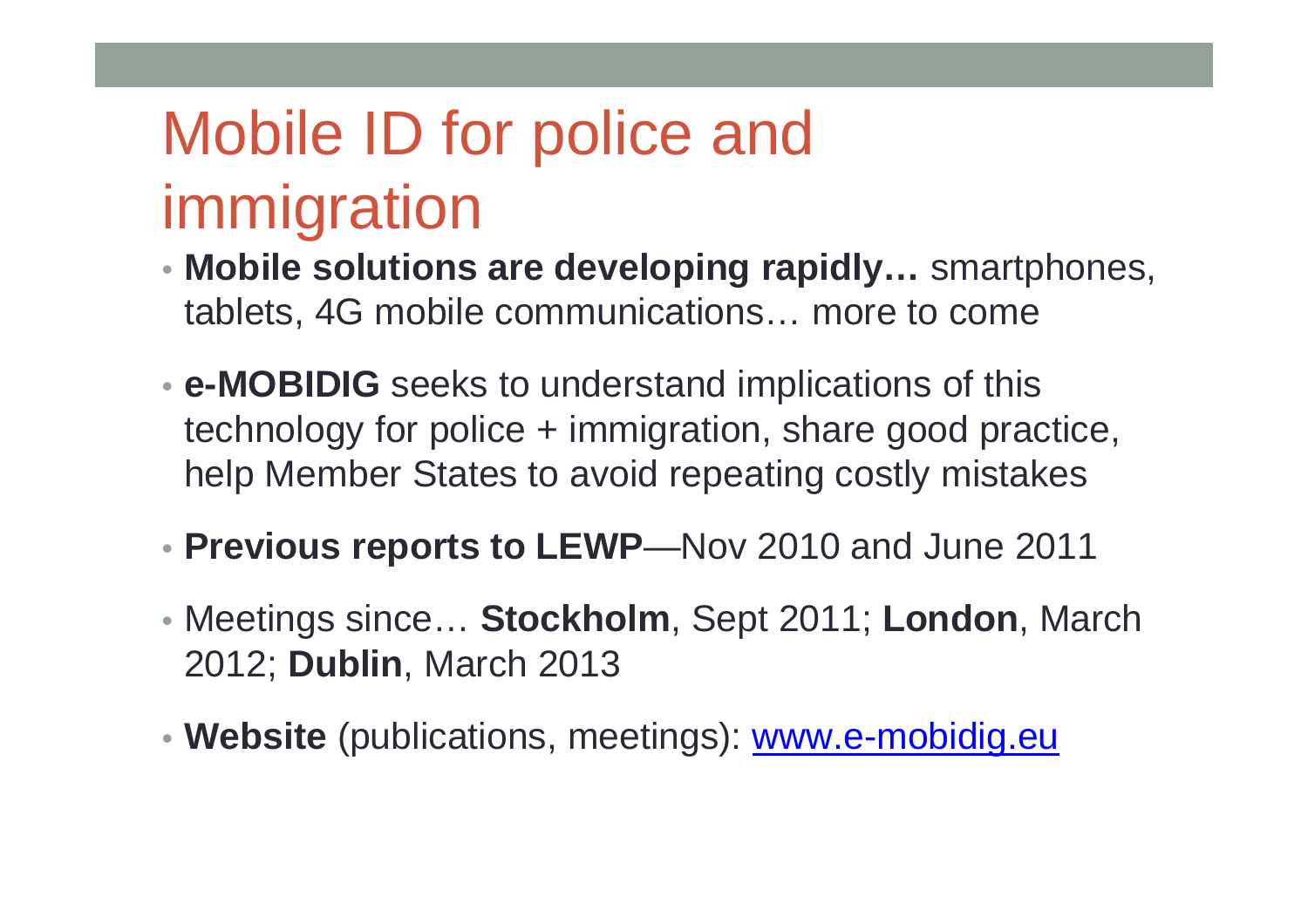# Mobile ID for police and immigration

- **Mobile solutions are developing rapidly…** smartphones, tablets, 4G mobile communications… more to come
- **e-MOBIDIG** seeks to understand implications of this technology for police + immigration, share good practice, help Member States to avoid repeating costly mistakes
- **Previous reports to LEWP**—Nov 2010 and June 2011
- Meetings since… **Stockholm**, Sept 2011; **London**, March 2012; **Dublin**, March 2013
- **Website** (publications, meetings): [www.e-mobidig.eu](www.e-mobidig.eu)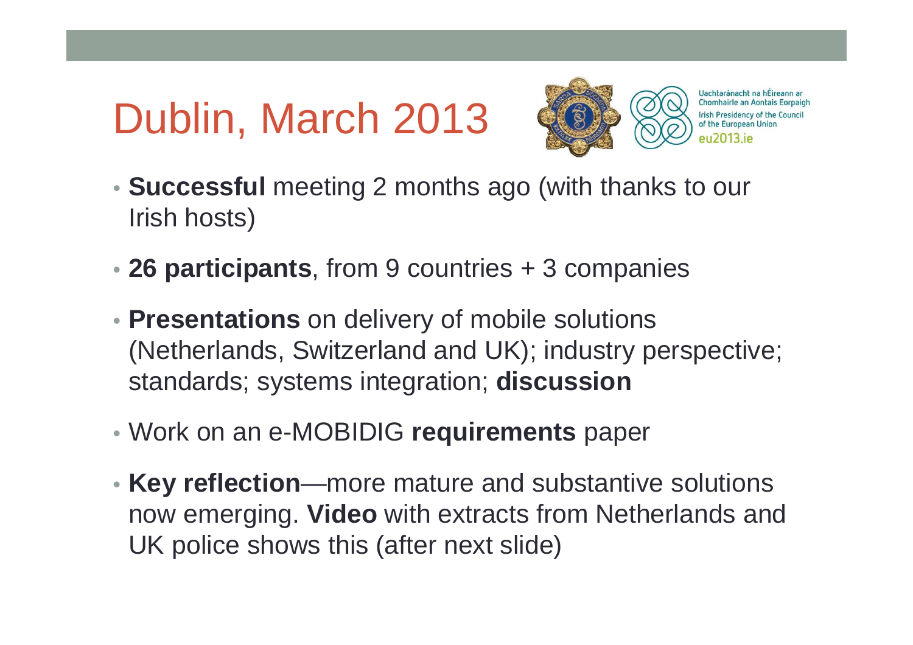# Dublin, March 2013

Uachtaránacht na hÉireann ar Chomhairle an Aontais Eorpaigh
Irish Presidency of the Council of the European Union
eu2013.ie

- **Successful** meeting 2 months ago (with thanks to our Irish hosts)
- **26 participants**, from 9 countries + 3 companies
- **Presentations** on delivery of mobile solutions (Netherlands, Switzerland and UK); industry perspective; standards; systems integration; **discussion**
- Work on an e-MOBIDIG **requirements** paper
- **Key reflection**—more mature and substantive solutions now emerging. **Video** with extracts from Netherlands and UK police shows this (after next slide)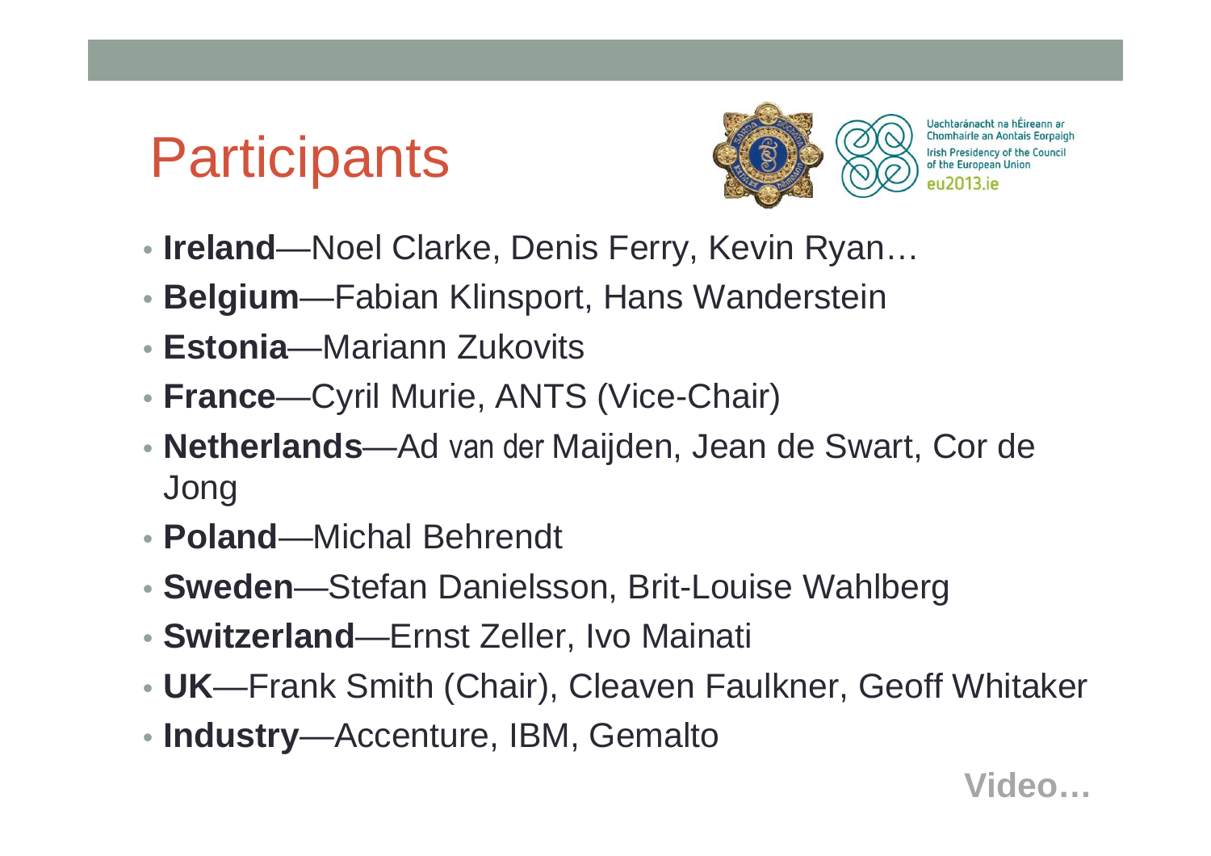# Participants

Uachtaránacht na hÉireann ar Chomhairle an Aontais Eorpaigh
Irish Presidency of the Council of the European Union
eu2013.ie

- **Ireland**—Noel Clarke, Denis Ferry, Kevin Ryan…
- **Belgium**—Fabian Klinsport, Hans Wanderstein
- **Estonia**—Mariann Zukovits
- **France**—Cyril Murie, ANTS (Vice-Chair)
- **Netherlands**—Ad van der Maijden, Jean de Swart, Cor de Jong
- **Poland**—Michal Behrendt
- **Sweden**—Stefan Danielsson, Brit-Louise Wahlberg
- **Switzerland**—Ernst Zeller, Ivo Mainati
- **UK**—Frank Smith (Chair), Cleaven Faulkner, Geoff Whitaker
- **Industry**—Accenture, IBM, Gemalto

**Video…**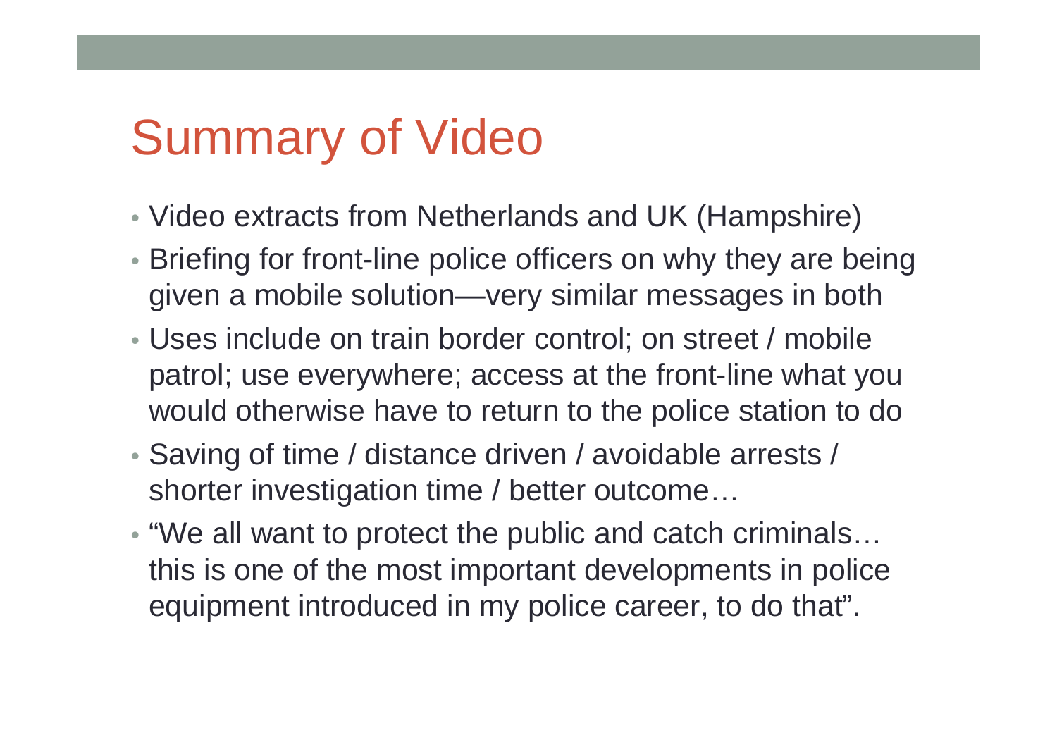# Summary of Video

- Video extracts from Netherlands and UK (Hampshire)
- Briefing for front-line police officers on why they are being given a mobile solution—very similar messages in both
- Uses include on train border control; on street / mobile patrol; use everywhere; access at the front-line what you would otherwise have to return to the police station to do
- Saving of time / distance driven / avoidable arrests / shorter investigation time / better outcome…
- "We all want to protect the public and catch criminals… this is one of the most important developments in police equipment introduced in my police career, to do that".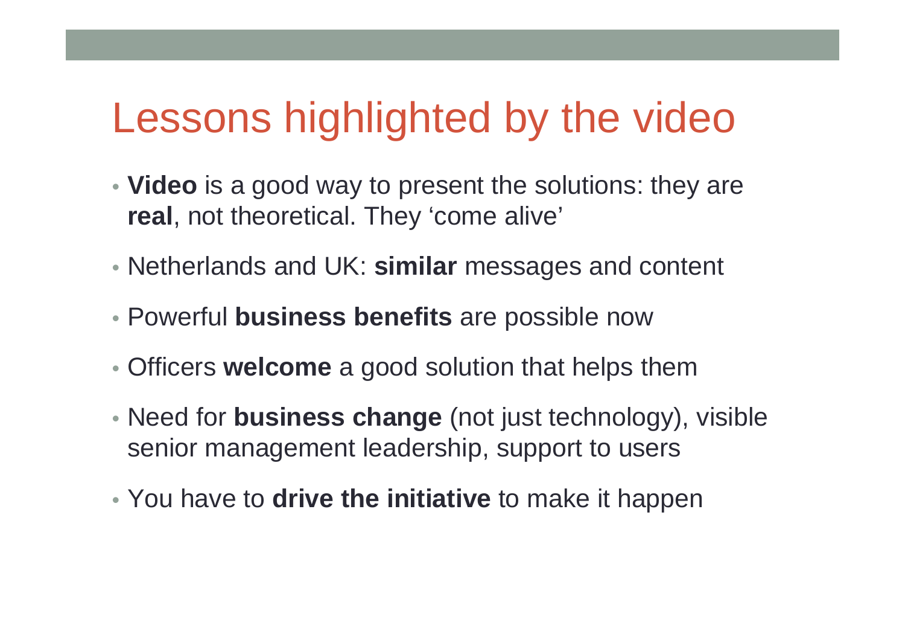# Lessons highlighted by the video

- **Video** is a good way to present the solutions: they are **real**, not theoretical. They 'come alive'
- Netherlands and UK: **similar** messages and content
- Powerful **business benefits** are possible now
- Officers **welcome** a good solution that helps them
- Need for **business change** (not just technology), visible senior management leadership, support to users
- You have to **drive the initiative** to make it happen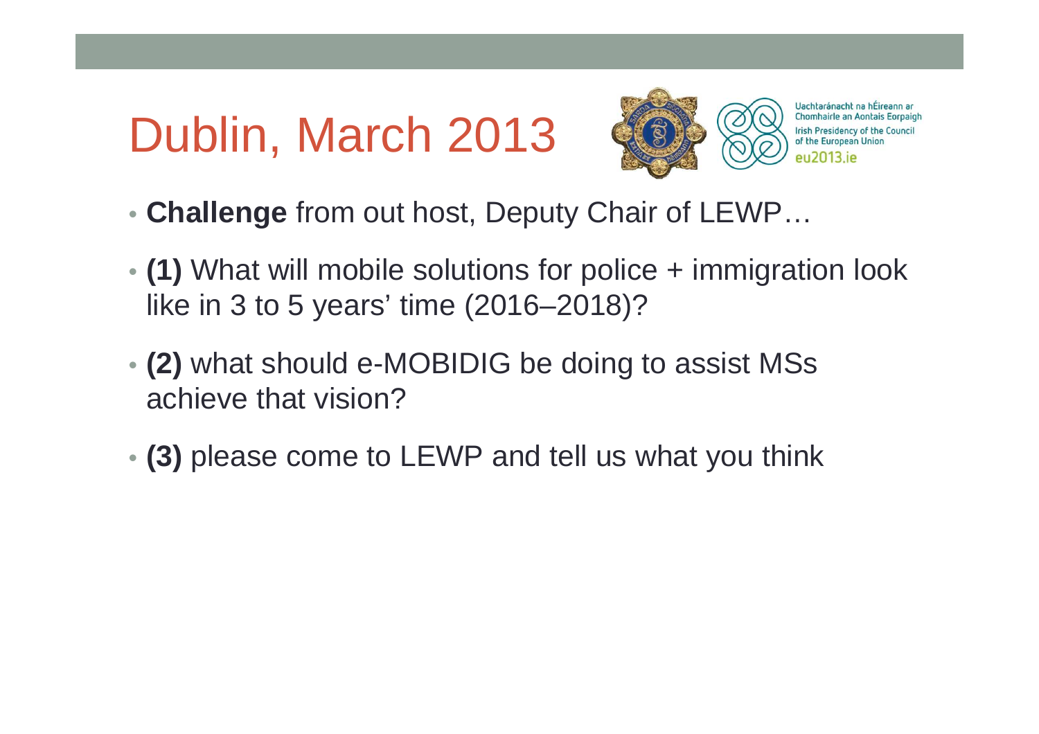# Dublin, March 2013

Uachtaránacht na hÉireann ar Chomhairle an Aontais Eorpaigh
Irish Presidency of the Council of the European Union
eu2013.ie

- **Challenge** from out host, Deputy Chair of LEWP…
- **(1)** What will mobile solutions for police + immigration look like in 3 to 5 years' time (2016–2018)?
- **(2)** what should e-MOBIDIG be doing to assist MSs achieve that vision?
- **(3)** please come to LEWP and tell us what you think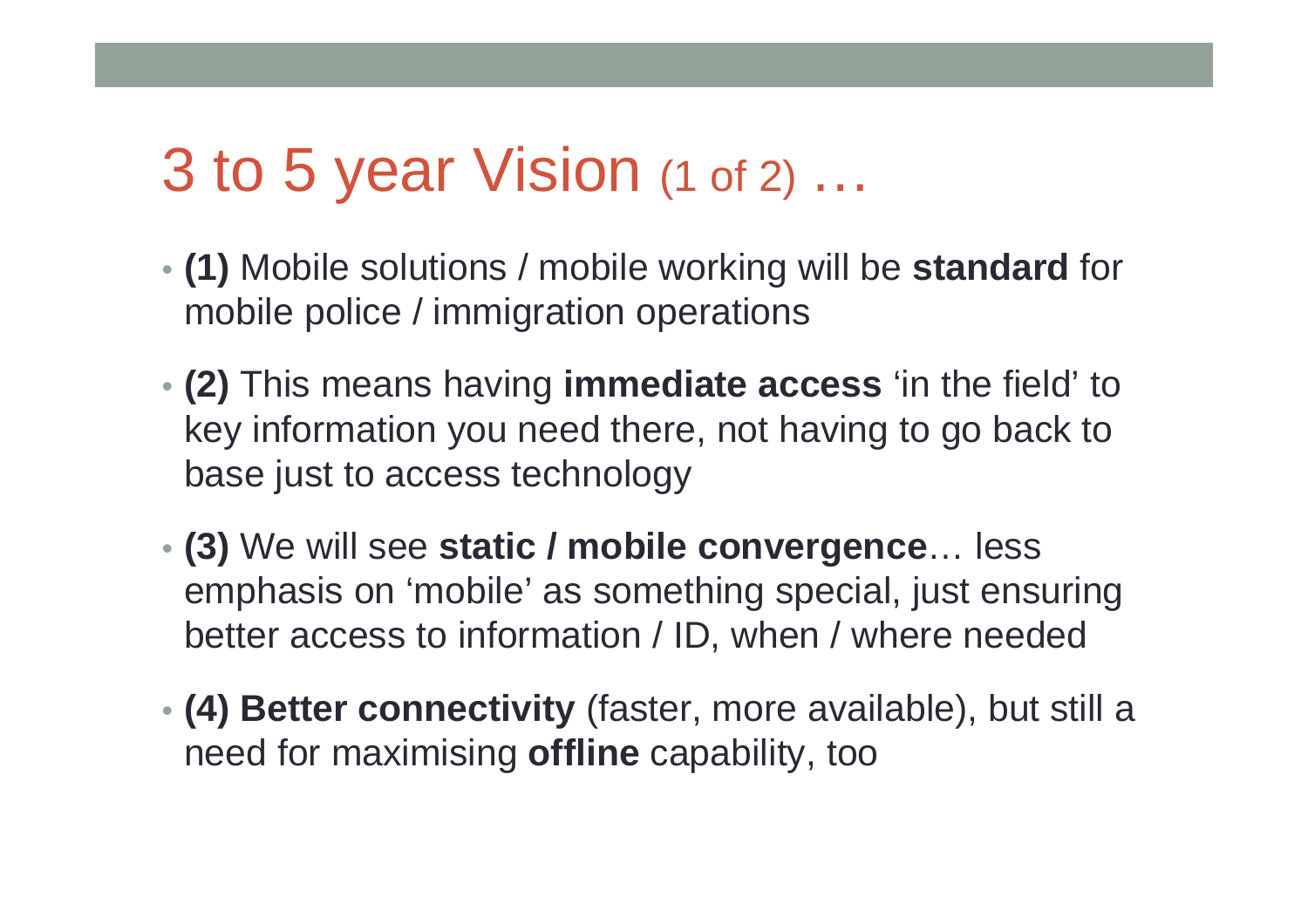# 3 to 5 year Vision (1 of 2) …

- **(1)** Mobile solutions / mobile working will be **standard** for mobile police / immigration operations
- **(2)** This means having **immediate access** 'in the field' to key information you need there, not having to go back to base just to access technology
- **(3)** We will see **static / mobile convergence**… less emphasis on 'mobile' as something special, just ensuring better access to information / ID, when / where needed
- **(4) Better connectivity** (faster, more available), but still a need for maximising **offline** capability, too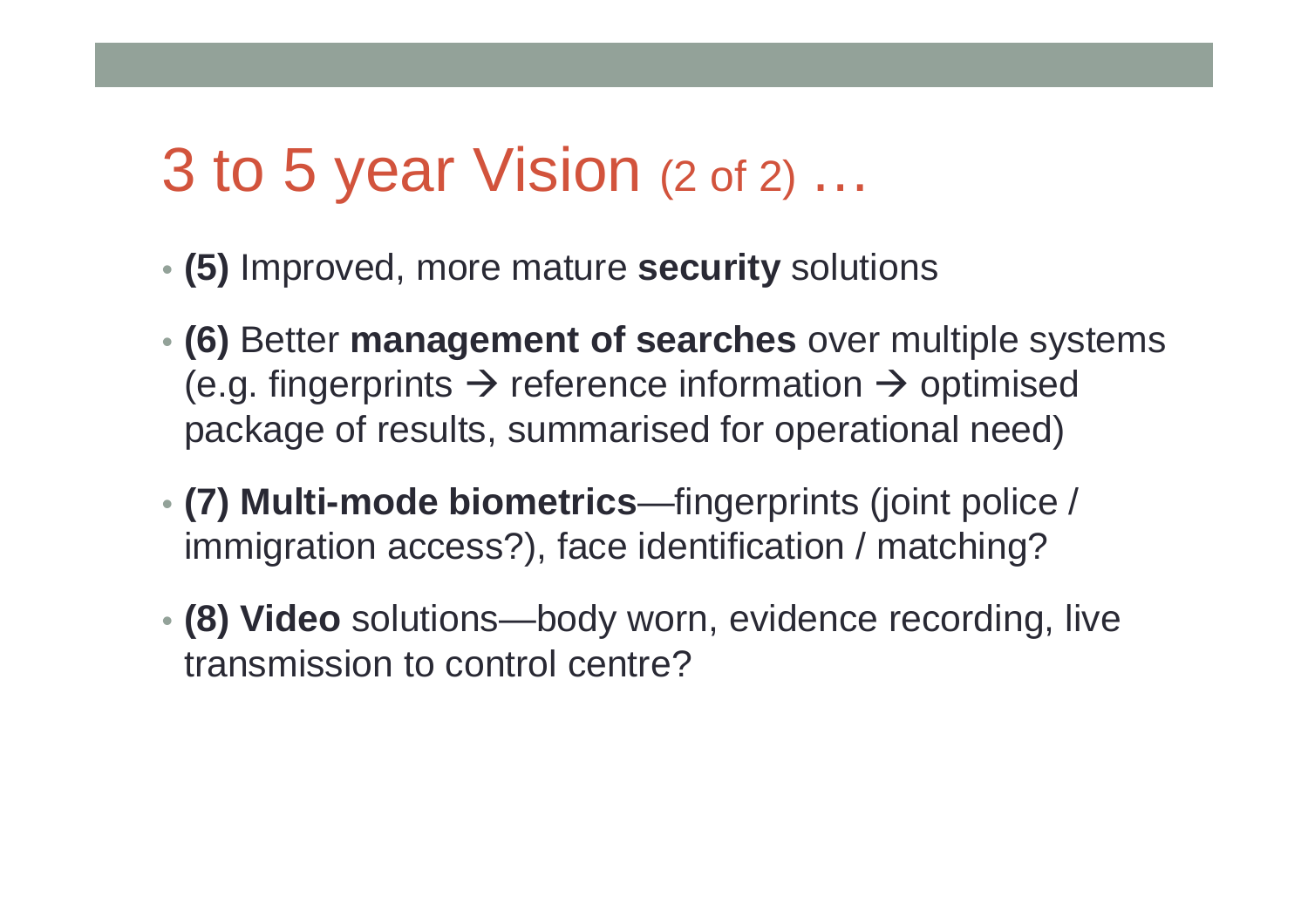# 3 to 5 year Vision (2 of 2) …

- **(5)** Improved, more mature **security** solutions
- **(6)** Better **management of searches** over multiple systems (e.g. fingerprints → reference information → optimised package of results, summarised for operational need)
- **(7) Multi-mode biometrics**—fingerprints (joint police / immigration access?), face identification / matching?
- **(8) Video** solutions—body worn, evidence recording, live transmission to control centre?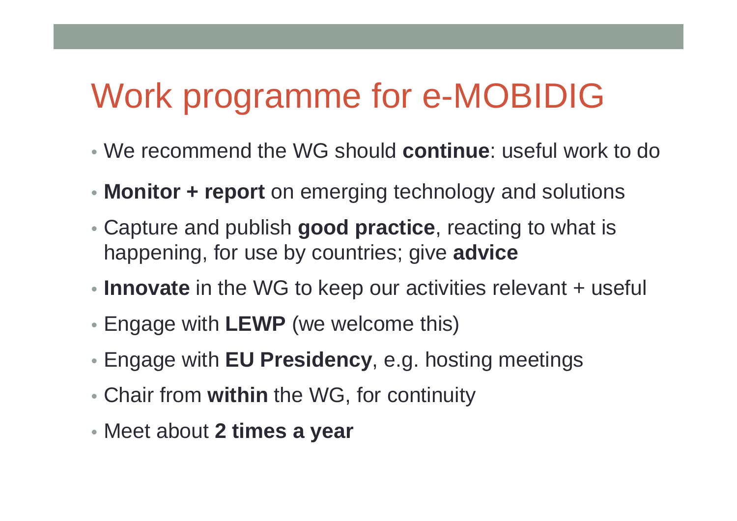# Work programme for e-MOBIDIG

- We recommend the WG should **continue**: useful work to do
- **Monitor + report** on emerging technology and solutions
- Capture and publish **good practice**, reacting to what is happening, for use by countries; give **advice**
- **Innovate** in the WG to keep our activities relevant + useful
- Engage with **LEWP** (we welcome this)
- Engage with **EU Presidency**, e.g. hosting meetings
- Chair from **within** the WG, for continuity
- Meet about **2 times a year**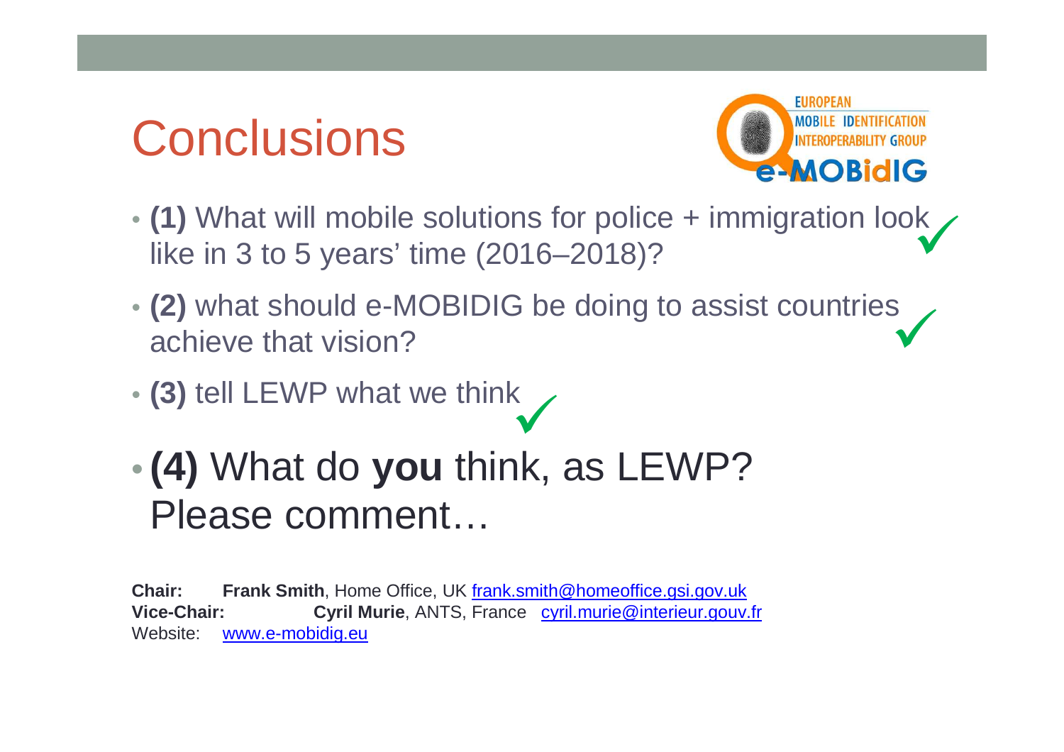# Conclusions

- **(1)** What will mobile solutions for police + immigration look like in 3 to 5 years' time (2016–2018)? ✓
- **(2)** what should e-MOBIDIG be doing to assist countries achieve that vision? ✓
- **(3)** tell LEWP what we think ✓
- **(4)** What do **you** think, as LEWP? Please comment…

**Chair:** **Frank Smith**, Home Office, UK frank.smith@homeoffice.gsi.gov.uk
**Vice-Chair:** **Cyril Murie**, ANTS, France cyril.murie@interieur.gouv.fr
Website: www.e-mobidig.eu